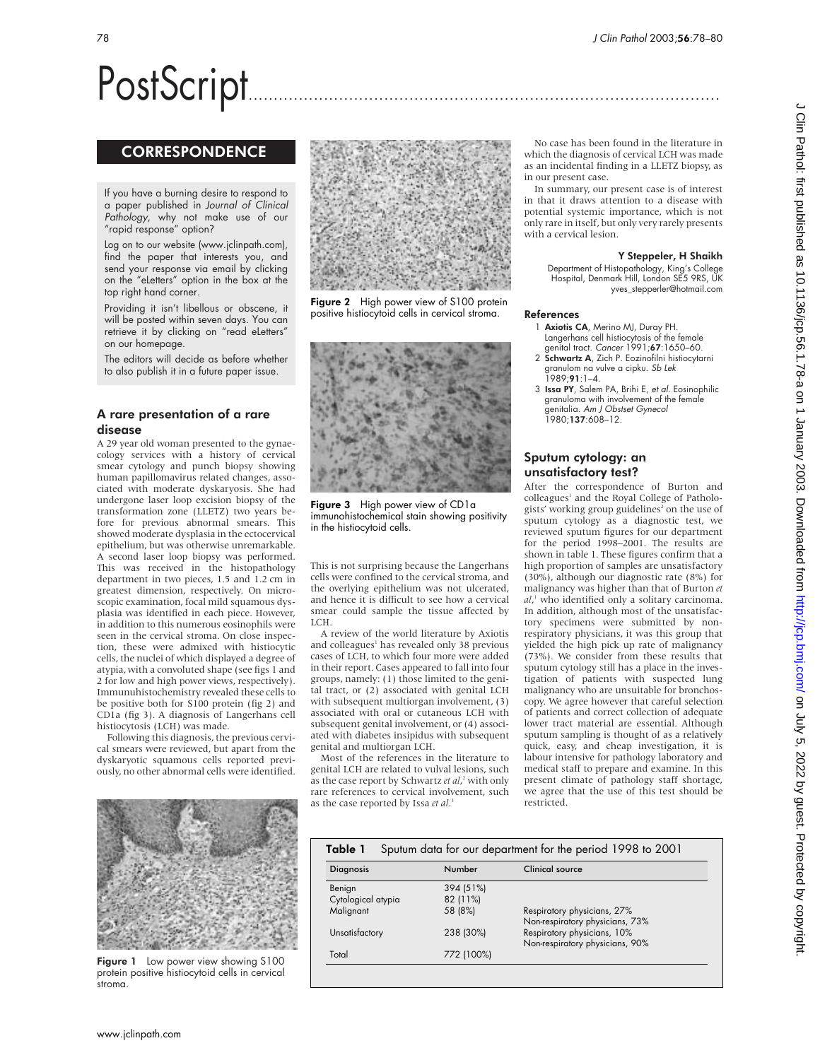# PostScript

## CORRESPONDENCE

If you have a burning desire to respond to a paper published in *Journal of Clinical Pathology*, why not make use of our "rapid response" option?

Log on to our website (www.jclinpath.com), find the paper that interests you, and send your response via email by clicking on the "eLetters" option in the box at the top right hand corner.

Providing it isn't libellous or obscene, it will be posted within seven days. You can retrieve it by clicking on "read eLetters" on our homepage.

The editors will decide as before whether to also publish it in a future paper issue.

### A rare presentation of a rare disease

A 29 year old woman presented to the gynaecology services with a history of cervical smear cytology and punch biopsy showing human papillomavirus related changes, associated with moderate dyskaryosis. She had undergone laser loop excision biopsy of the transformation zone (LLETZ) two years before for previous abnormal smears. This showed moderate dysplasia in the ectocervical epithelium, but was otherwise unremarkable. A second laser loop biopsy was performed. This was received in the histopathology department in two pieces, 1.5 and 1.2 cm in greatest dimension, respectively. On microscopic examination, focal mild squamous dysplasia was identified in each piece. However, in addition to this numerous eosinophils were seen in the cervical stroma. On close inspection, these were admixed with histiocytic cells, the nuclei of which displayed a degree of atypia, with a convoluted shape (see figs 1 and 2 for low and high power views, respectively). Immunuhistochemistry revealed these cells to be positive both for S100 protein (fig 2) and CD1a (fig 3). A diagnosis of Langerhans cell histiocytosis (LCH) was made.

Following this diagnosis, the previous cervical smears were reviewed, but apart from the dyskaryotic squamous cells reported previously, no other abnormal cells were identified.

Figure 1 Low power view showing S100 protein positive histiocytoid cells in cervical stroma.

Figure 2 High power view of S100 protein positive histiocytoid cells in cervical stroma.

Figure 3 High power view of CD1a immunohistochemical stain showing positivity in the histiocytoid cells.

This is not surprising because the Langerhans cells were confined to the cervical stroma, and the overlying epithelium was not ulcerated, and hence it is difficult to see how a cervical smear could sample the tissue affected by LCH.

A review of the world literature by Axiotis and colleagues[1] has revealed only 38 previous cases of LCH, to which four more were added in their report. Cases appeared to fall into four groups, namely: (1) those limited to the genital tract, or (2) associated with genital LCH with subsequent multiorgan involvement, (3) associated with oral or cutaneous LCH with subsequent genital involvement, or (4) associated with diabetes insipidus with subsequent genital and multiorgan LCH.

Most of the references in the literature to genital LCH are related to vulval lesions, such as the case report by Schwartz *et al*,[2] with only rare references to cervical involvement, such as the case reported by Issa *et al*.[3]

No case has been found in the literature in which the diagnosis of cervical LCH was made as an incidental finding in a LLETZ biopsy, as in our present case.

In summary, our present case is of interest in that it draws attention to a disease with potential systemic importance, which is not only rare in itself, but only very rarely presents with a cervical lesion.

**Y Steppeler, H Shaikh**
Department of Histopathology, King's College Hospital, Denmark Hill, London SE5 9RS, UK
yves_stepperler@hotmail.com

#### References

1. **Axiotis CA**, Merino MJ, Duray PH. Langerhans cell histiocytosis of the female genital tract. *Cancer* 1991;**67**:1650–60.
2. **Schwartz A**, Zich P. Eozinofilni histiocytarni granulom na vulve a cipku. *Sb Lek* 1989;**91**:1–4.
3. **Issa PY**, Salem PA, Brihi E, *et al*. Eosinophilic granuloma with involvement of the female genitalia. *Am J Obstet Gynecol* 1980;**137**:608–12.

### Sputum cytology: an unsatisfactory test?

After the correspondence of Burton and colleagues[1] and the Royal College of Pathologists' working group guidelines[2] on the use of sputum cytology as a diagnostic test, we reviewed sputum figures for our department for the period 1998–2001. The results are shown in table 1. These figures confirm that a high proportion of samples are unsatisfactory (30%), although our diagnostic rate (8%) for malignancy was higher than that of Burton *et al*,[1] who identified only a solitary carcinoma. In addition, although most of the unsatisfactory specimens were submitted by non-respiratory physicians, it was this group that yielded the high pick up rate of malignancy (73%). We consider from these results that sputum cytology still has a place in the investigation of patients with suspected lung malignancy who are unsuitable for bronchoscopy. We agree however that careful selection of patients and correct collection of adequate lower tract material are essential. Although sputum sampling is thought of as a relatively quick, easy, and cheap investigation, it is labour intensive for pathology laboratory and medical staff to prepare and examine. In this present climate of pathology staff shortage, we agree that the use of this test should be restricted.

**Table 1** Sputum data for our department for the period 1998 to 2001

| Diagnosis | Number | Clinical source |
|---|---|---|
| Benign | 394 (51%) | |
| Cytological atypia | 82 (11%) | |
| Malignant | 58 (8%) | Respiratory physicians, 27% Non-respiratory physicians, 73% |
| Unsatisfactory | 238 (30%) | Respiratory physicians, 10% Non-respiratory physicians, 90% |
| Total | 772 (100%) | |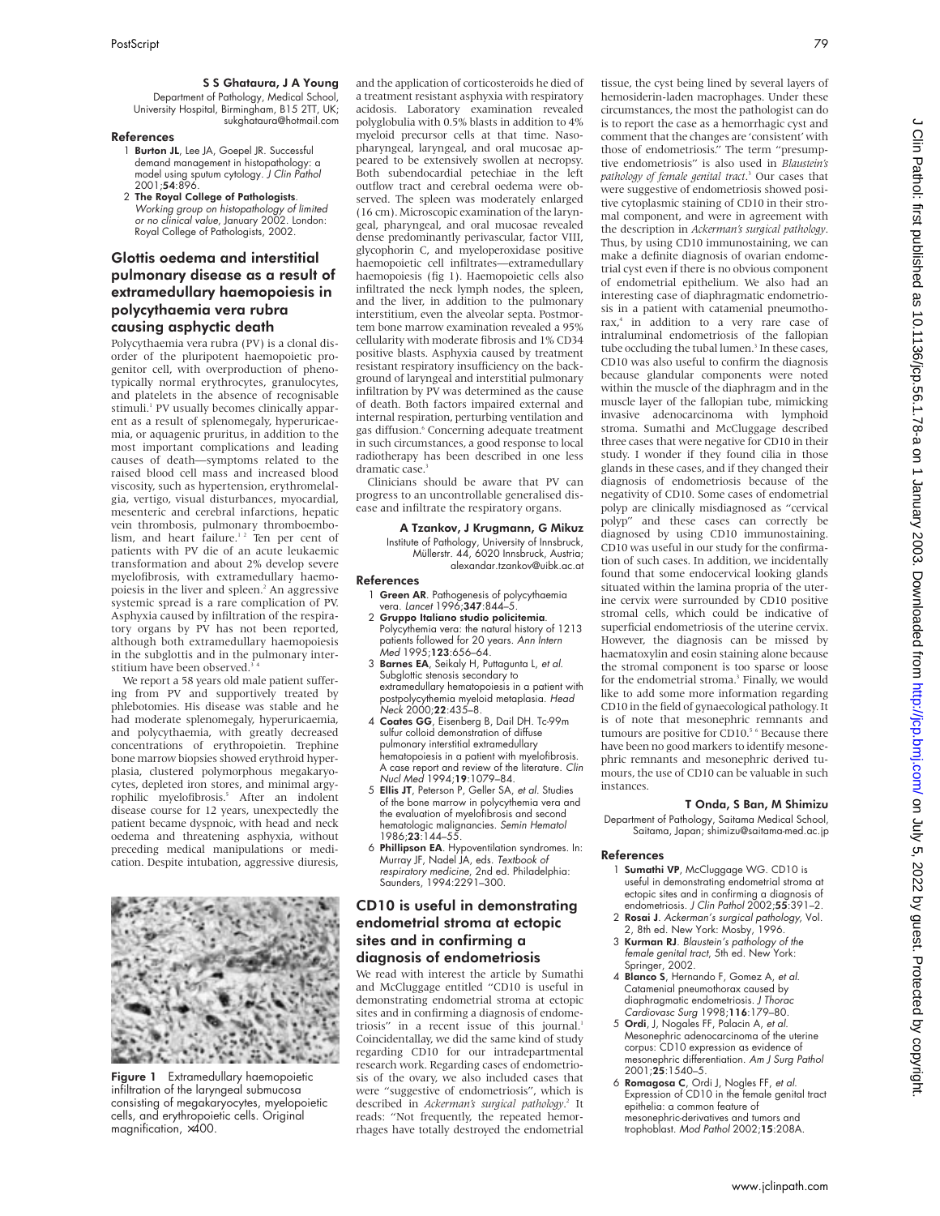**S S Ghataura, J A Young**

Department of Pathology, Medical School, University Hospital, Birmingham, B15 2TT, UK; sukghataura@hotmail.com

### References

1. **Burton JL**, Lee JA, Goepel JR. Successful demand management in histopathology: a model using sputum cytology. *J Clin Pathol* 2001;**54**:896.
2. **The Royal College of Pathologists**. *Working group on histopathology of limited or no clinical value*, January 2002. London: Royal College of Pathologists, 2002.

## Glottis oedema and interstitial pulmonary disease as a result of extramedullary haemopoiesis in polycythaemia vera rubra causing asphyctic death

Polycythaemia vera rubra (PV) is a clonal disorder of the pluripotent haemopoietic progenitor cell, with overproduction of phenotypically normal erythrocytes, granulocytes, and platelets in the absence of recognisable stimuli.[1] PV usually becomes clinically apparent as a result of splenomegaly, hyperuricaemia, or aquagenic pruritus, in addition to the most important complications and leading causes of death—symptoms related to the raised blood cell mass and increased blood viscosity, such as hypertension, erythromelalgia, vertigo, visual disturbances, myocardial, mesenteric and cerebral infarctions, hepatic vein thrombosis, pulmonary thromboembolism, and heart failure.[1 2] Ten per cent of patients with PV die of an acute leukaemic transformation and about 2% develop severe myelofibrosis, with extramedullary haemopoiesis in the liver and spleen.[2] An aggressive systemic spread is a rare complication of PV. Asphyxia caused by infiltration of the respiratory organs by PV has not been reported, although both extramedullary haemopoiesis in the subglottis and in the pulmonary interstitium have been observed.[3 4]

We report a 58 years old male patient suffering from PV and supportively treated by phlebotomies. His disease was stable and he had moderate splenomegaly, hyperuricaemia, and polycythaemia, with greatly decreased concentrations of erythropoietin. Trephine bone marrow biopsies showed erythroid hyperplasia, clustered polymorphous megakaryocytes, depleted iron stores, and minimal argyrophilic myelofibrosis.[5] After an indolent disease course for 12 years, unexpectedly the patient became dyspnoic, with head and neck oedema and threatening asphyxia, without preceding medical manipulations or medication. Despite intubation, aggressive diuresis, and the application of corticosteroids he died of a treatment resistant asphyxia with respiratory acidosis. Laboratory examination revealed polyglobulia with 0.5% blasts in addition to 4% myeloid precursor cells at that time. Nasopharyngeal, laryngeal, and oral mucosae appeared to be extensively swollen at necropsy. Both subendocardial petechiae in the left outflow tract and cerebral oedema were observed. The spleen was moderately enlarged (16 cm). Microscopic examination of the laryngeal, pharyngeal, and oral mucosae revealed dense predominantly perivascular, factor VIII, glycophorin C, and myeloperoxidase positive haemopoietic cell infiltrates—extramedullary haemopoiesis (fig 1). Haemopoietic cells also infiltrated the neck lymph nodes, the spleen, and the liver, in addition to the pulmonary interstitium, even the alveolar septa. Postmortem bone marrow examination revealed a 95% cellularity with moderate fibrosis and 1% CD34 positive blasts. Asphyxia caused by treatment resistant respiratory insufficiency on the background of laryngeal and interstitial pulmonary infiltration by PV was determined as the cause of death. Both factors impaired external and internal respiration, perturbing ventilation and gas diffusion.[6] Concerning adequate treatment in such circumstances, a good response to local radiotherapy has been described in one less dramatic case.[3]

Figure 1 Extramedullary haemopoietic infiltration of the laryngeal submucosa consisting of megakaryocytes, myelopoietic cells, and erythropoietic cells. Original magnification, ×400.

Clinicians should be aware that PV can progress to an uncontrollable generalised disease and infiltrate the respiratory organs.

**A Tzankov, J Krugmann, G Mikuz**

Institute of Pathology, University of Innsbruck, Müllerstr. 44, 6020 Innsbruck, Austria; alexandar.tzankov@uibk.ac.at

### References

1. **Green AR**. Pathogenesis of polycythaemia vera. *Lancet* 1996;**347**:844–5.
2. **Gruppo Italiano studio policitemia**. Polycythemia vera: the natural history of 1213 patients followed for 20 years. *Ann Intern Med* 1995;**123**:656–64.
3. **Barnes EA**, Seikaly H, Puttagunta L, *et al*. Subglottic stenosis secondary to extramedullary hematopoiesis in a patient with postpolycythemia myeloid metaplasia. *Head Neck* 2000;**22**:435–8.
4. **Coates GG**, Eisenberg B, Dail DH. Tc-99m sulfur colloid demonstration of diffuse pulmonary interstitial extramedullary hematopoiesis in a patient with myelofibrosis. A case report and review of the literature. *Clin Nucl Med* 1994;**19**:1079–84.
5. **Ellis JT**, Peterson P, Geller SA, *et al*. Studies of the bone marrow in polycythemia vera and the evaluation of myelofibrosis and second hematologic malignancies. *Semin Hematol* 1986;**23**:144–55.
6. **Phillipson EA**. Hypoventilation syndromes. In: Murray JF, Nadel JA, eds. *Textbook of respiratory medicine*, 2nd ed. Philadelphia: Saunders, 1994:2291–300.

## CD10 is useful in demonstrating endometrial stroma at ectopic sites and in confirming a diagnosis of endometriosis

We read with interest the article by Sumathi and McCluggage entitled "CD10 is useful in demonstrating endometrial stroma at ectopic sites and in confirming a diagnosis of endometriosis" in a recent issue of this journal.[1] Coincidentallay, we did the same kind of study regarding CD10 for our intradepartmental research work. Regarding cases of endometriosis of the ovary, we also included cases that were "suggestive of endometriosis", which is described in *Ackerman's surgical pathology*.[2] It reads: "Not frequently, the repeated hemorrhages have totally destroyed the endometrial tissue, the cyst being lined by several layers of hemosiderin-laden macrophages. Under these circumstances, the most the pathologist can do is to report the case as a hemorrhagic cyst and comment that the changes are 'consistent' with those of endometriosis." The term "presumptive endometriosis" is also used in *Blaustein's pathology of female genital tract*.[3] Our cases that were suggestive of endometriosis showed positive cytoplasmic staining of CD10 in their stromal component, and were in agreement with the description in *Ackerman's surgical pathology*. Thus, by using CD10 immunostaining, we can make a definite diagnosis of ovarian endometrial cyst even if there is no obvious component of endometrial epithelium. We also had an interesting case of diaphragmatic endometriosis in a patient with catamenial pneumothorax,[4] in addition to a very rare case of intraluminal endometriosis of the fallopian tube occluding the tubal lumen.[3] In these cases, CD10 was also useful to confirm the diagnosis because glandular components were noted within the muscle of the diaphragm and in the muscle layer of the fallopian tube, mimicking invasive adenocarcinoma with lymphoid stroma. Sumathi and McCluggage described three cases that were negative for CD10 in their study. I wonder if they found cilia in those glands in these cases, and if they changed their diagnosis of endometriosis because of the negativity of CD10. Some cases of endometrial polyp are clinically misdiagnosed as "cervical polyp" and these cases can correctly be diagnosed by using CD10 immunostaining. CD10 was useful in our study for the confirmation of such cases. In addition, we incidentally found that some endocervical looking glands situated within the lamina propria of the uterine cervix were surrounded by CD10 positive stromal cells, which could be indicative of superficial endometriosis of the uterine cervix. However, the diagnosis can be missed by haematoxylin and eosin staining alone because the stromal component is too sparse or loose for the endometrial stroma.[3] Finally, we would like to add some more information regarding CD10 in the field of gynaecological pathology. It is of note that mesonephric remnants and tumours are positive for CD10.[5 6] Because there have been no good markers to identify mesonephric remnants and mesonephric derived tumours, the use of CD10 can be valuable in such instances.

**T Onda, S Ban, M Shimizu**

Department of Pathology, Saitama Medical School, Saitama, Japan; shimizu@saitama-med.ac.jp

### References

1. **Sumathi VP**, McCluggage WG. CD10 is useful in demonstrating endometrial stroma at ectopic sites and in confirming a diagnosis of endometriosis. *J Clin Pathol* 2002;**55**:391–2.
2. **Rosai J**. *Ackerman's surgical pathology*, Vol. 2, 8th ed. New York: Mosby, 1996.
3. **Kurman RJ**. *Blaustein's pathology of the female genital tract*, 5th ed. New York: Springer, 2002.
4. **Blanco S**, Hernando F, Gomez A, *et al*. Catamenial pneumothorax caused by diaphragmatic endometriosis. *J Thorac Cardiovasc Surg* 1998;**116**:179–80.
5. **Ordi**, J, Nogales FF, Palacin A, *et al*. Mesonephric adenocarcinoma of the uterine corpus: CD10 expression as evidence of mesonephric differentiation. *Am J Surg Pathol* 2001;**25**:1540–5.
6. **Romagosa C**, Ordi J, Nogles FF, *et al*. Expression of CD10 in the female genital tract epithelia: a common feature of mesonephric-derivatives and tumors and trophoblast. *Mod Pathol* 2002;**15**:208A.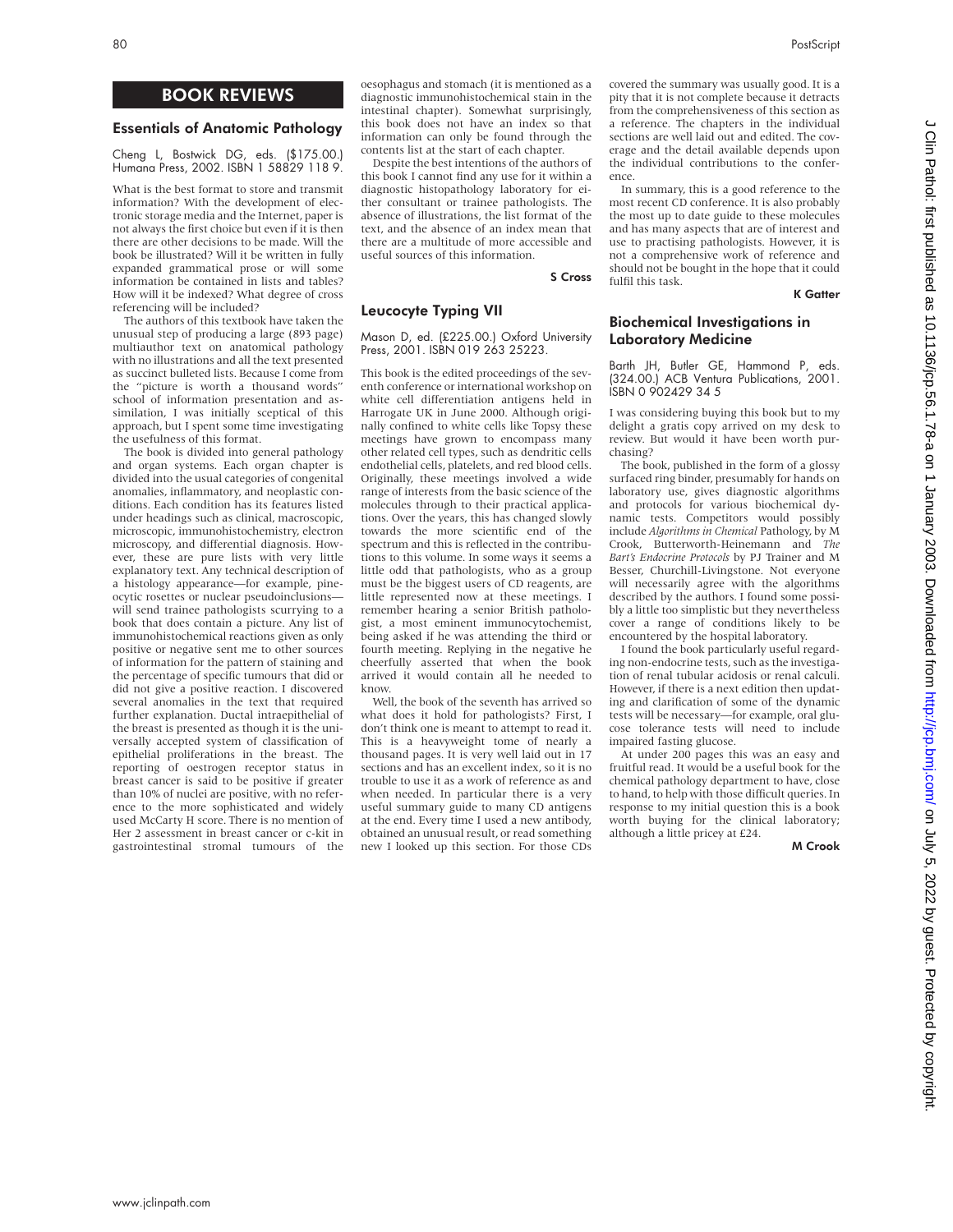# BOOK REVIEWS

## Essentials of Anatomic Pathology

Cheng L, Bostwick DG, eds. ($175.00.) Humana Press, 2002. ISBN 1 58829 118 9.

What is the best format to store and transmit information? With the development of electronic storage media and the Internet, paper is not always the first choice but even if it is then there are other decisions to be made. Will the book be illustrated? Will it be written in fully expanded grammatical prose or will some information be contained in lists and tables? How will it be indexed? What degree of cross referencing will be included?

The authors of this textbook have taken the unusual step of producing a large (893 page) multiauthor text on anatomical pathology with no illustrations and all the text presented as succinct bulleted lists. Because I come from the "picture is worth a thousand words" school of information presentation and assimilation, I was initially sceptical of this approach, but I spent some time investigating the usefulness of this format.

The book is divided into general pathology and organ systems. Each organ chapter is divided into the usual categories of congenital anomalies, inflammatory, and neoplastic conditions. Each condition has its features listed under headings such as clinical, macroscopic, microscopic, immunohistochemistry, electron microscopy, and differential diagnosis. However, these are pure lists with very little explanatory text. Any technical description of a histology appearance—for example, pineocytic rosettes or nuclear pseudoinclusions—will send trainee pathologists scurrying to a book that does contain a picture. Any list of immunohistochemical reactions given as only positive or negative sent me to other sources of information for the pattern of staining and the percentage of specific tumours that did or did not give a positive reaction. I discovered several anomalies in the text that required further explanation. Ductal intraepithelial of the breast is presented as though it is the universally accepted system of classification of epithelial proliferations in the breast. The reporting of oestrogen receptor status in breast cancer is said to be positive if greater than 10% of nuclei are positive, with no reference to the more sophisticated and widely used McCarty H score. There is no mention of Her 2 assessment in breast cancer or c-kit in gastrointestinal stromal tumours of the oesophagus and stomach (it is mentioned as a diagnostic immunohistochemical stain in the intestinal chapter). Somewhat surprisingly, this book does not have an index so that information can only be found through the contents list at the start of each chapter.

Despite the best intentions of the authors of this book I cannot find any use for it within a diagnostic histopathology laboratory for either consultant or trainee pathologists. The absence of illustrations, the list format of the text, and the absence of an index mean that there are a multitude of more accessible and useful sources of this information.

**S Cross**

## Leucocyte Typing VII

Mason D, ed. (£225.00.) Oxford University Press, 2001. ISBN 019 263 25223.

This book is the edited proceedings of the seventh conference or international workshop on white cell differentiation antigens held in Harrogate UK in June 2000. Although originally confined to white cells like Topsy these meetings have grown to encompass many other related cell types, such as dendritic cells endothelial cells, platelets, and red blood cells. Originally, these meetings involved a wide range of interests from the basic science of the molecules through to their practical applications. Over the years, this has changed slowly towards the more scientific end of the spectrum and this is reflected in the contributions to this volume. In some ways it seems a little odd that pathologists, who as a group must be the biggest users of CD reagents, are little represented now at these meetings. I remember hearing a senior British pathologist, a most eminent immunocytochemist, being asked if he was attending the third or fourth meeting. Replying in the negative he cheerfully asserted that when the book arrived it would contain all he needed to know.

Well, the book of the seventh has arrived so what does it hold for pathologists? First, I don't think one is meant to attempt to read it. This is a heavyweight tome of nearly a thousand pages. It is very well laid out in 17 sections and has an excellent index, so it is no trouble to use it as a work of reference as and when needed. In particular there is a very useful summary guide to many CD antigens at the end. Every time I used a new antibody, obtained an unusual result, or read something new I looked up this section. For those CDs covered the summary was usually good. It is a pity that it is not complete because it detracts from the comprehensiveness of this section as a reference. The chapters in the individual sections are well laid out and edited. The coverage and the detail available depends upon the individual contributions to the conference.

In summary, this is a good reference to the most recent CD conference. It is also probably the most up to date guide to these molecules and has many aspects that are of interest and use to practising pathologists. However, it is not a comprehensive work of reference and should not be bought in the hope that it could fulfil this task.

**K Gatter**

## Biochemical Investigations in Laboratory Medicine

Barth JH, Butler GE, Hammond P, eds. (324.00.) ACB Ventura Publications, 2001. ISBN 0 902429 34 5

I was considering buying this book but to my delight a gratis copy arrived on my desk to review. But would it have been worth purchasing?

The book, published in the form of a glossy surfaced ring binder, presumably for hands on laboratory use, gives diagnostic algorithms and protocols for various biochemical dynamic tests. Competitors would possibly include *Algorithms in Chemical* Pathology, by M Crook, Butterworth-Heinemann and *The Bart's Endocrine Protocols* by PJ Trainer and M Besser, Churchill-Livingstone. Not everyone will necessarily agree with the algorithms described by the authors. I found some possibly a little too simplistic but they nevertheless cover a range of conditions likely to be encountered by the hospital laboratory.

I found the book particularly useful regarding non-endocrine tests, such as the investigation of renal tubular acidosis or renal calculi. However, if there is a next edition then updating and clarification of some of the dynamic tests will be necessary—for example, oral glucose tolerance tests will need to include impaired fasting glucose.

At under 200 pages this was an easy and fruitful read. It would be a useful book for the chemical pathology department to have, close to hand, to help with those difficult queries. In response to my initial question this is a book worth buying for the clinical laboratory; although a little pricey at £24.

**M Crook**